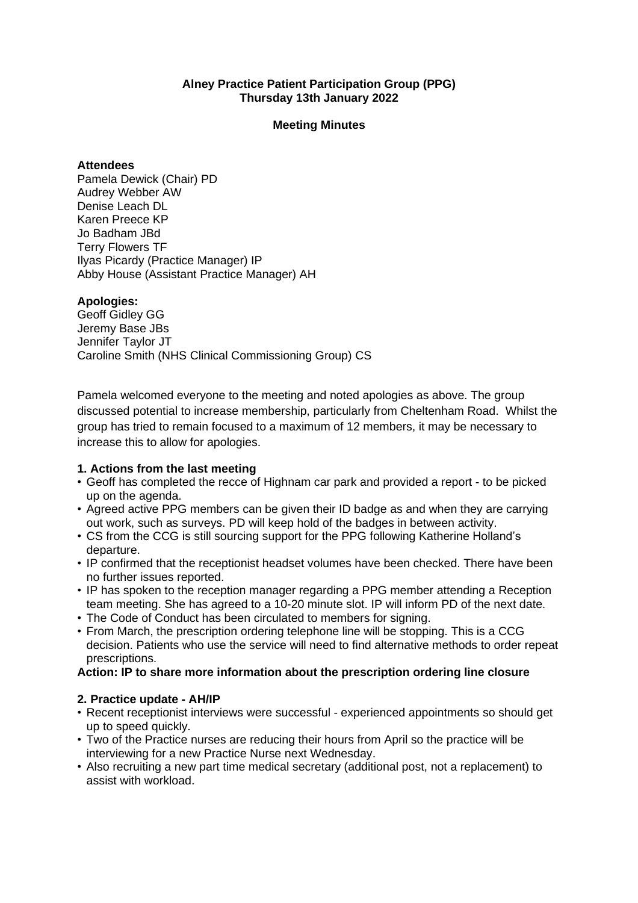**Alney Practice Patient Participation Group (PPG)**
**Thursday 13th January 2022**

**Meeting Minutes**

**Attendees**
Pamela Dewick (Chair) PD
Audrey Webber AW
Denise Leach DL
Karen Preece KP
Jo Badham JBd
Terry Flowers TF
Ilyas Picardy (Practice Manager) IP
Abby House (Assistant Practice Manager) AH

**Apologies:**
Geoff Gidley GG
Jeremy Base JBs
Jennifer Taylor JT
Caroline Smith (NHS Clinical Commissioning Group) CS

Pamela welcomed everyone to the meeting and noted apologies as above. The group discussed potential to increase membership, particularly from Cheltenham Road. Whilst the group has tried to remain focused to a maximum of 12 members, it may be necessary to increase this to allow for apologies.

**1. Actions from the last meeting**

- Geoff has completed the recce of Highnam car park and provided a report - to be picked up on the agenda.
- Agreed active PPG members can be given their ID badge as and when they are carrying out work, such as surveys. PD will keep hold of the badges in between activity.
- CS from the CCG is still sourcing support for the PPG following Katherine Holland's departure.
- IP confirmed that the receptionist headset volumes have been checked. There have been no further issues reported.
- IP has spoken to the reception manager regarding a PPG member attending a Reception team meeting. She has agreed to a 10-20 minute slot. IP will inform PD of the next date.
- The Code of Conduct has been circulated to members for signing.
- From March, the prescription ordering telephone line will be stopping. This is a CCG decision. Patients who use the service will need to find alternative methods to order repeat prescriptions.

**Action: IP to share more information about the prescription ordering line closure**

**2. Practice update - AH/IP**

- Recent receptionist interviews were successful - experienced appointments so should get up to speed quickly.
- Two of the Practice nurses are reducing their hours from April so the practice will be interviewing for a new Practice Nurse next Wednesday.
- Also recruiting a new part time medical secretary (additional post, not a replacement) to assist with workload.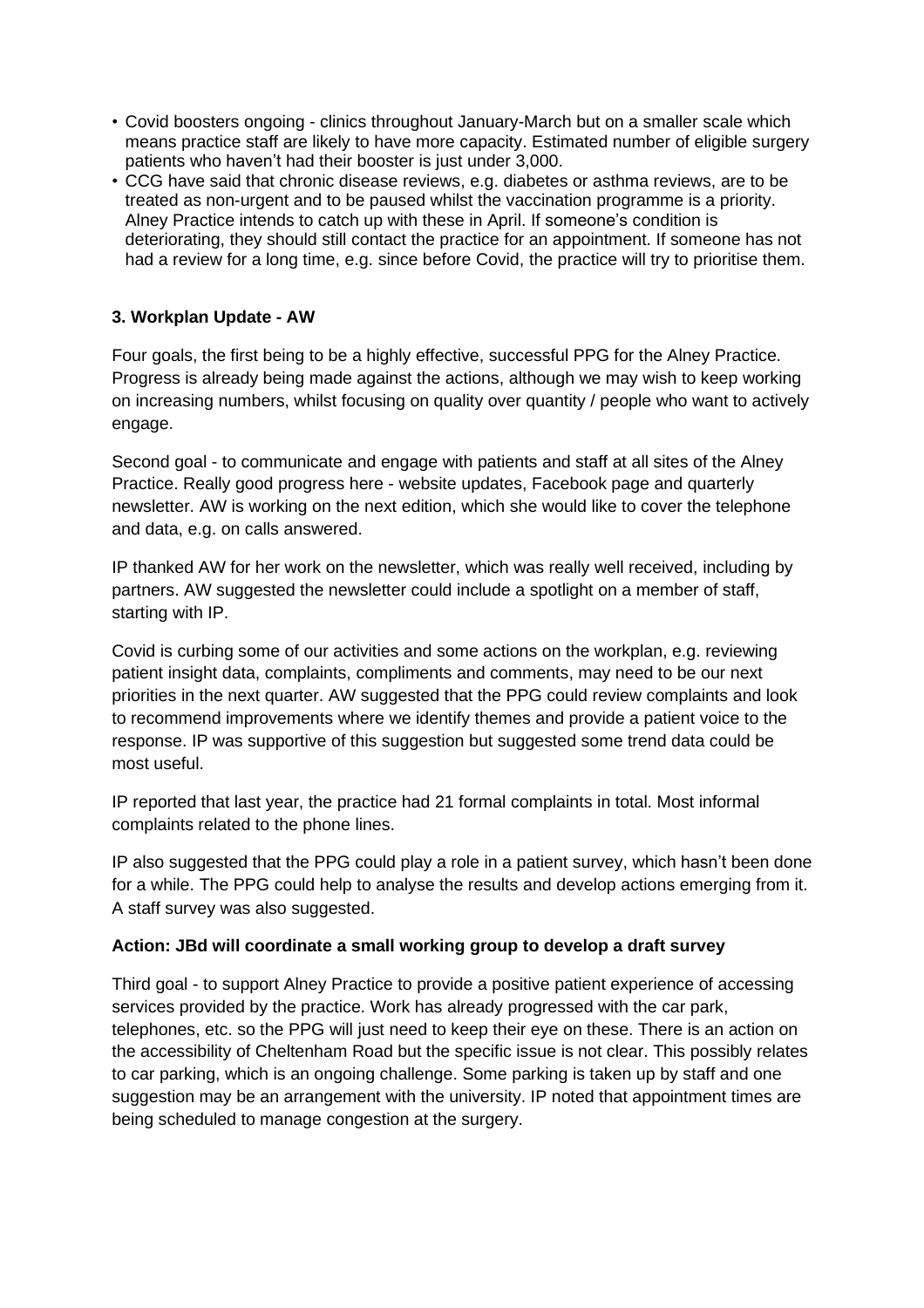- Covid boosters ongoing - clinics throughout January-March but on a smaller scale which means practice staff are likely to have more capacity. Estimated number of eligible surgery patients who haven't had their booster is just under 3,000.
- CCG have said that chronic disease reviews, e.g. diabetes or asthma reviews, are to be treated as non-urgent and to be paused whilst the vaccination programme is a priority. Alney Practice intends to catch up with these in April. If someone's condition is deteriorating, they should still contact the practice for an appointment. If someone has not had a review for a long time, e.g. since before Covid, the practice will try to prioritise them.

### 3. Workplan Update - AW

Four goals, the first being to be a highly effective, successful PPG for the Alney Practice. Progress is already being made against the actions, although we may wish to keep working on increasing numbers, whilst focusing on quality over quantity / people who want to actively engage.

Second goal - to communicate and engage with patients and staff at all sites of the Alney Practice. Really good progress here - website updates, Facebook page and quarterly newsletter. AW is working on the next edition, which she would like to cover the telephone and data, e.g. on calls answered.

IP thanked AW for her work on the newsletter, which was really well received, including by partners. AW suggested the newsletter could include a spotlight on a member of staff, starting with IP.

Covid is curbing some of our activities and some actions on the workplan, e.g. reviewing patient insight data, complaints, compliments and comments, may need to be our next priorities in the next quarter. AW suggested that the PPG could review complaints and look to recommend improvements where we identify themes and provide a patient voice to the response. IP was supportive of this suggestion but suggested some trend data could be most useful.

IP reported that last year, the practice had 21 formal complaints in total. Most informal complaints related to the phone lines.

IP also suggested that the PPG could play a role in a patient survey, which hasn't been done for a while. The PPG could help to analyse the results and develop actions emerging from it. A staff survey was also suggested.

**Action: JBd will coordinate a small working group to develop a draft survey**

Third goal - to support Alney Practice to provide a positive patient experience of accessing services provided by the practice. Work has already progressed with the car park, telephones, etc. so the PPG will just need to keep their eye on these. There is an action on the accessibility of Cheltenham Road but the specific issue is not clear. This possibly relates to car parking, which is an ongoing challenge. Some parking is taken up by staff and one suggestion may be an arrangement with the university. IP noted that appointment times are being scheduled to manage congestion at the surgery.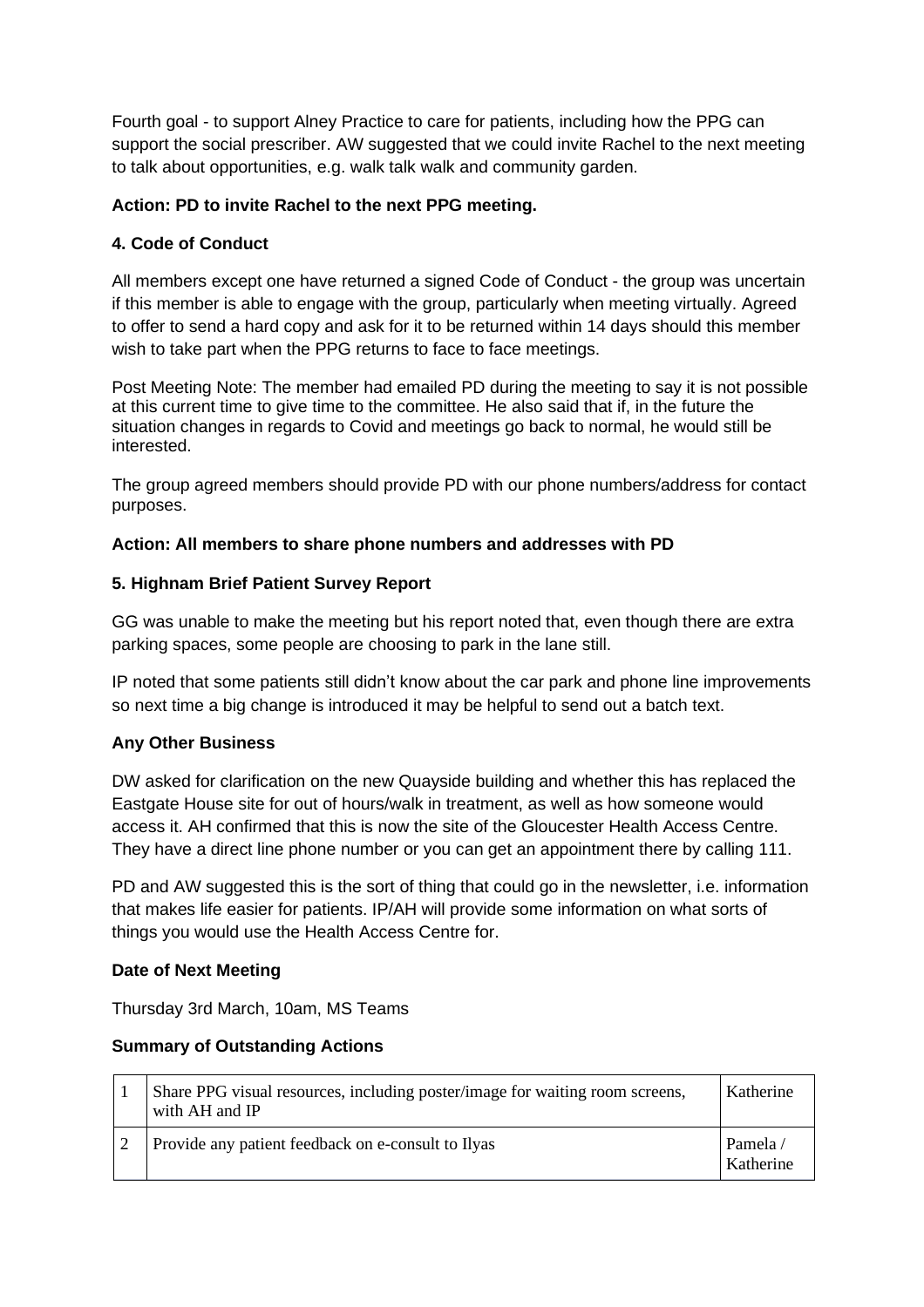Fourth goal - to support Alney Practice to care for patients, including how the PPG can support the social prescriber. AW suggested that we could invite Rachel to the next meeting to talk about opportunities, e.g. walk talk walk and community garden.

**Action: PD to invite Rachel to the next PPG meeting.**

**4. Code of Conduct**

All members except one have returned a signed Code of Conduct - the group was uncertain if this member is able to engage with the group, particularly when meeting virtually. Agreed to offer to send a hard copy and ask for it to be returned within 14 days should this member wish to take part when the PPG returns to face to face meetings.

Post Meeting Note: The member had emailed PD during the meeting to say it is not possible at this current time to give time to the committee. He also said that if, in the future the situation changes in regards to Covid and meetings go back to normal, he would still be interested.

The group agreed members should provide PD with our phone numbers/address for contact purposes.

**Action: All members to share phone numbers and addresses with PD**

**5. Highnam Brief Patient Survey Report**

GG was unable to make the meeting but his report noted that, even though there are extra parking spaces, some people are choosing to park in the lane still.

IP noted that some patients still didn't know about the car park and phone line improvements so next time a big change is introduced it may be helpful to send out a batch text.

**Any Other Business**

DW asked for clarification on the new Quayside building and whether this has replaced the Eastgate House site for out of hours/walk in treatment, as well as how someone would access it. AH confirmed that this is now the site of the Gloucester Health Access Centre. They have a direct line phone number or you can get an appointment there by calling 111.

PD and AW suggested this is the sort of thing that could go in the newsletter, i.e. information that makes life easier for patients. IP/AH will provide some information on what sorts of things you would use the Health Access Centre for.

**Date of Next Meeting**

Thursday 3rd March, 10am, MS Teams

**Summary of Outstanding Actions**

| | | |
|---|---|---|
| 1 | Share PPG visual resources, including poster/image for waiting room screens, with AH and IP | Katherine |
| 2 | Provide any patient feedback on e-consult to Ilyas | Pamela / Katherine |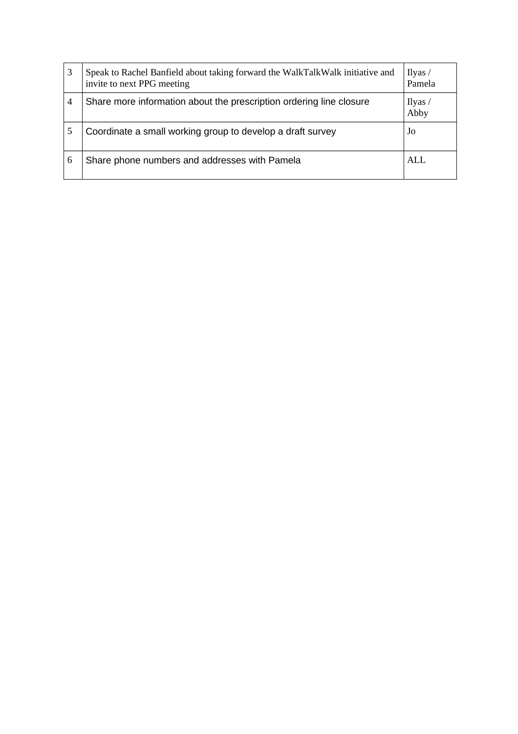| | | |
|---|---|---|
| 3 | Speak to Rachel Banfield about taking forward the WalkTalkWalk initiative and invite to next PPG meeting | Ilyas / Pamela |
| 4 | Share more information about the prescription ordering line closure | Ilyas / Abby |
| 5 | Coordinate a small working group to develop a draft survey | Jo |
| 6 | Share phone numbers and addresses with Pamela | ALL |